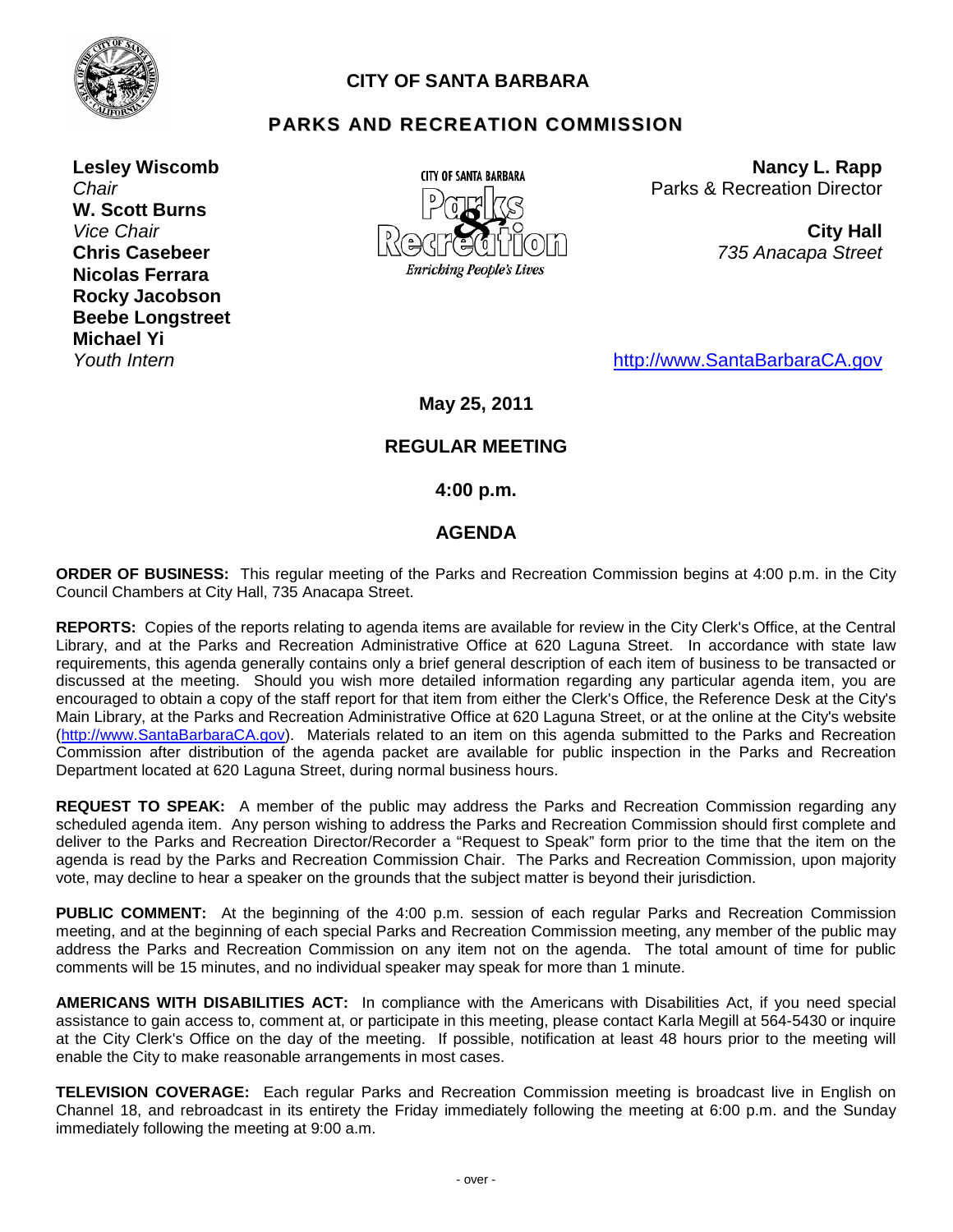# CITY OF SANTA BARBARA

## PARKS AND RECREATION COMMISSION

**Lesley Wiscomb**
*Chair*
**W. Scott Burns**
*Vice Chair*
**Chris Casebeer**
**Nicolas Ferrara**
**Rocky Jacobson**
**Beebe Longstreet**
**Michael Yi**
*Youth Intern*

CITY OF SANTA BARBARA
Parks & Recreation
*Enriching People's Lives*

**Nancy L. Rapp**
Parks & Recreation Director

**City Hall**
*735 Anacapa Street*

http://www.SantaBarbaraCA.gov

**May 25, 2011**

**REGULAR MEETING**

**4:00 p.m.**

**AGENDA**

**ORDER OF BUSINESS:** This regular meeting of the Parks and Recreation Commission begins at 4:00 p.m. in the City Council Chambers at City Hall, 735 Anacapa Street.

**REPORTS:** Copies of the reports relating to agenda items are available for review in the City Clerk's Office, at the Central Library, and at the Parks and Recreation Administrative Office at 620 Laguna Street. In accordance with state law requirements, this agenda generally contains only a brief general description of each item of business to be transacted or discussed at the meeting. Should you wish more detailed information regarding any particular agenda item, you are encouraged to obtain a copy of the staff report for that item from either the Clerk's Office, the Reference Desk at the City's Main Library, at the Parks and Recreation Administrative Office at 620 Laguna Street, or at the online at the City's website (http://www.SantaBarbaraCA.gov). Materials related to an item on this agenda submitted to the Parks and Recreation Commission after distribution of the agenda packet are available for public inspection in the Parks and Recreation Department located at 620 Laguna Street, during normal business hours.

**REQUEST TO SPEAK:** A member of the public may address the Parks and Recreation Commission regarding any scheduled agenda item. Any person wishing to address the Parks and Recreation Commission should first complete and deliver to the Parks and Recreation Director/Recorder a "Request to Speak" form prior to the time that the item on the agenda is read by the Parks and Recreation Commission Chair. The Parks and Recreation Commission, upon majority vote, may decline to hear a speaker on the grounds that the subject matter is beyond their jurisdiction.

**PUBLIC COMMENT:** At the beginning of the 4:00 p.m. session of each regular Parks and Recreation Commission meeting, and at the beginning of each special Parks and Recreation Commission meeting, any member of the public may address the Parks and Recreation Commission on any item not on the agenda. The total amount of time for public comments will be 15 minutes, and no individual speaker may speak for more than 1 minute.

**AMERICANS WITH DISABILITIES ACT:** In compliance with the Americans with Disabilities Act, if you need special assistance to gain access to, comment at, or participate in this meeting, please contact Karla Megill at 564-5430 or inquire at the City Clerk's Office on the day of the meeting. If possible, notification at least 48 hours prior to the meeting will enable the City to make reasonable arrangements in most cases.

**TELEVISION COVERAGE:** Each regular Parks and Recreation Commission meeting is broadcast live in English on Channel 18, and rebroadcast in its entirety the Friday immediately following the meeting at 6:00 p.m. and the Sunday immediately following the meeting at 9:00 a.m.

- over -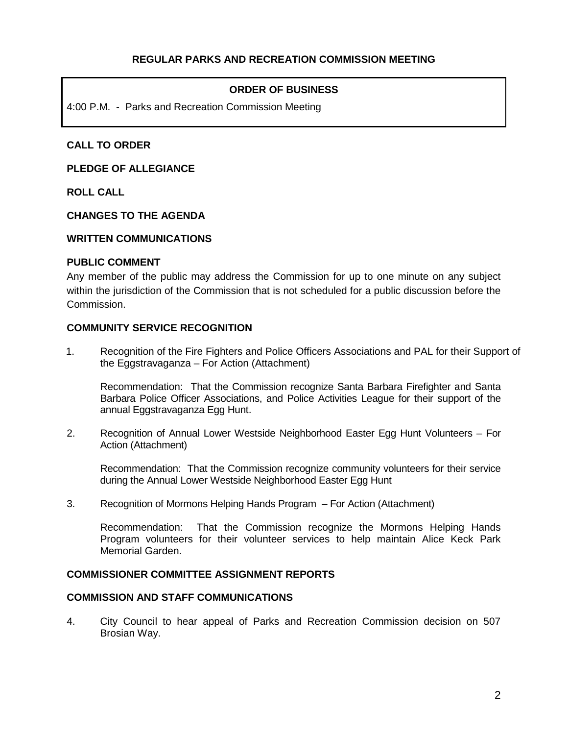# REGULAR PARKS AND RECREATION COMMISSION MEETING

**ORDER OF BUSINESS**

4:00 P.M. - Parks and Recreation Commission Meeting

**CALL TO ORDER**

**PLEDGE OF ALLEGIANCE**

**ROLL CALL**

**CHANGES TO THE AGENDA**

**WRITTEN COMMUNICATIONS**

**PUBLIC COMMENT**

Any member of the public may address the Commission for up to one minute on any subject within the jurisdiction of the Commission that is not scheduled for a public discussion before the Commission.

**COMMUNITY SERVICE RECOGNITION**

1. Recognition of the Fire Fighters and Police Officers Associations and PAL for their Support of the Eggstravaganza – For Action (Attachment)

   Recommendation: That the Commission recognize Santa Barbara Firefighter and Santa Barbara Police Officer Associations, and Police Activities League for their support of the annual Eggstravaganza Egg Hunt.

2. Recognition of Annual Lower Westside Neighborhood Easter Egg Hunt Volunteers – For Action (Attachment)

   Recommendation: That the Commission recognize community volunteers for their service during the Annual Lower Westside Neighborhood Easter Egg Hunt

3. Recognition of Mormons Helping Hands Program – For Action (Attachment)

   Recommendation: That the Commission recognize the Mormons Helping Hands Program volunteers for their volunteer services to help maintain Alice Keck Park Memorial Garden.

**COMMISSIONER COMMITTEE ASSIGNMENT REPORTS**

**COMMISSION AND STAFF COMMUNICATIONS**

4. City Council to hear appeal of Parks and Recreation Commission decision on 507 Brosian Way.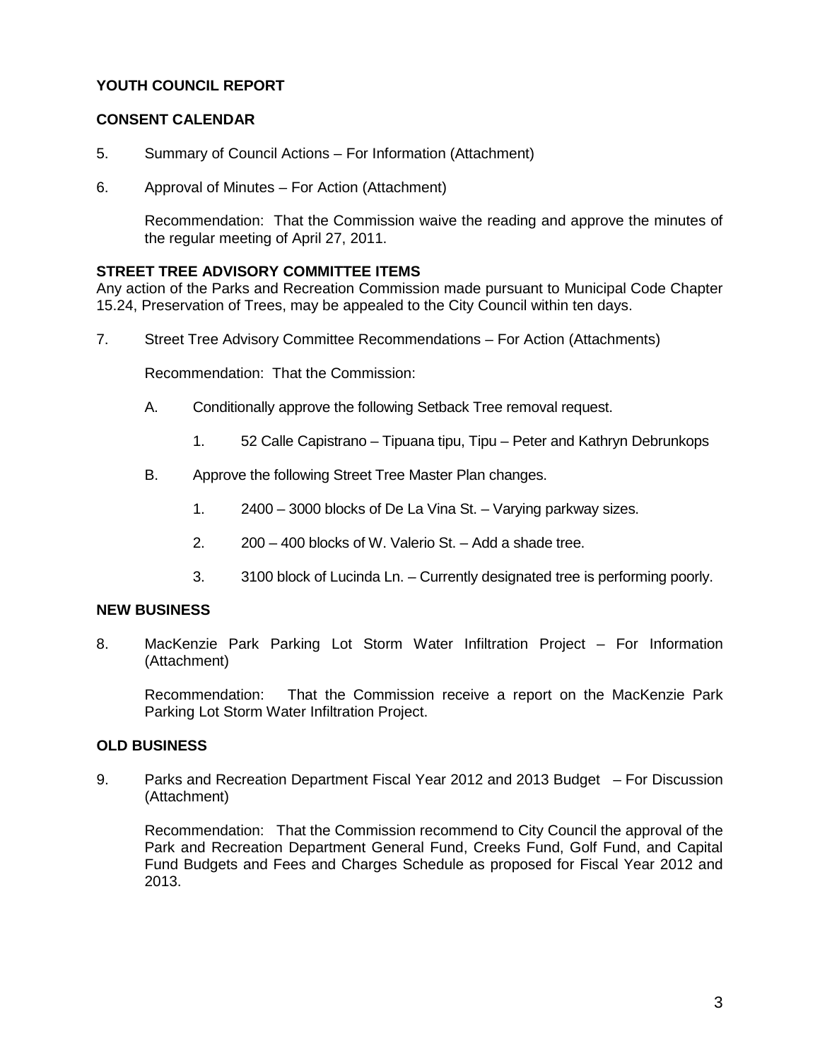## YOUTH COUNCIL REPORT

## CONSENT CALENDAR

5. Summary of Council Actions – For Information (Attachment)

6. Approval of Minutes – For Action (Attachment)

   Recommendation: That the Commission waive the reading and approve the minutes of the regular meeting of April 27, 2011.

## STREET TREE ADVISORY COMMITTEE ITEMS

Any action of the Parks and Recreation Commission made pursuant to Municipal Code Chapter 15.24, Preservation of Trees, may be appealed to the City Council within ten days.

7. Street Tree Advisory Committee Recommendations – For Action (Attachments)

   Recommendation: That the Commission:

   A. Conditionally approve the following Setback Tree removal request.

      1. 52 Calle Capistrano – Tipuana tipu, Tipu – Peter and Kathryn Debrunkops

   B. Approve the following Street Tree Master Plan changes.

      1. 2400 – 3000 blocks of De La Vina St. – Varying parkway sizes.

      2. 200 – 400 blocks of W. Valerio St. – Add a shade tree.

      3. 3100 block of Lucinda Ln. – Currently designated tree is performing poorly.

## NEW BUSINESS

8. MacKenzie Park Parking Lot Storm Water Infiltration Project – For Information (Attachment)

   Recommendation: That the Commission receive a report on the MacKenzie Park Parking Lot Storm Water Infiltration Project.

## OLD BUSINESS

9. Parks and Recreation Department Fiscal Year 2012 and 2013 Budget – For Discussion (Attachment)

   Recommendation: That the Commission recommend to City Council the approval of the Park and Recreation Department General Fund, Creeks Fund, Golf Fund, and Capital Fund Budgets and Fees and Charges Schedule as proposed for Fiscal Year 2012 and 2013.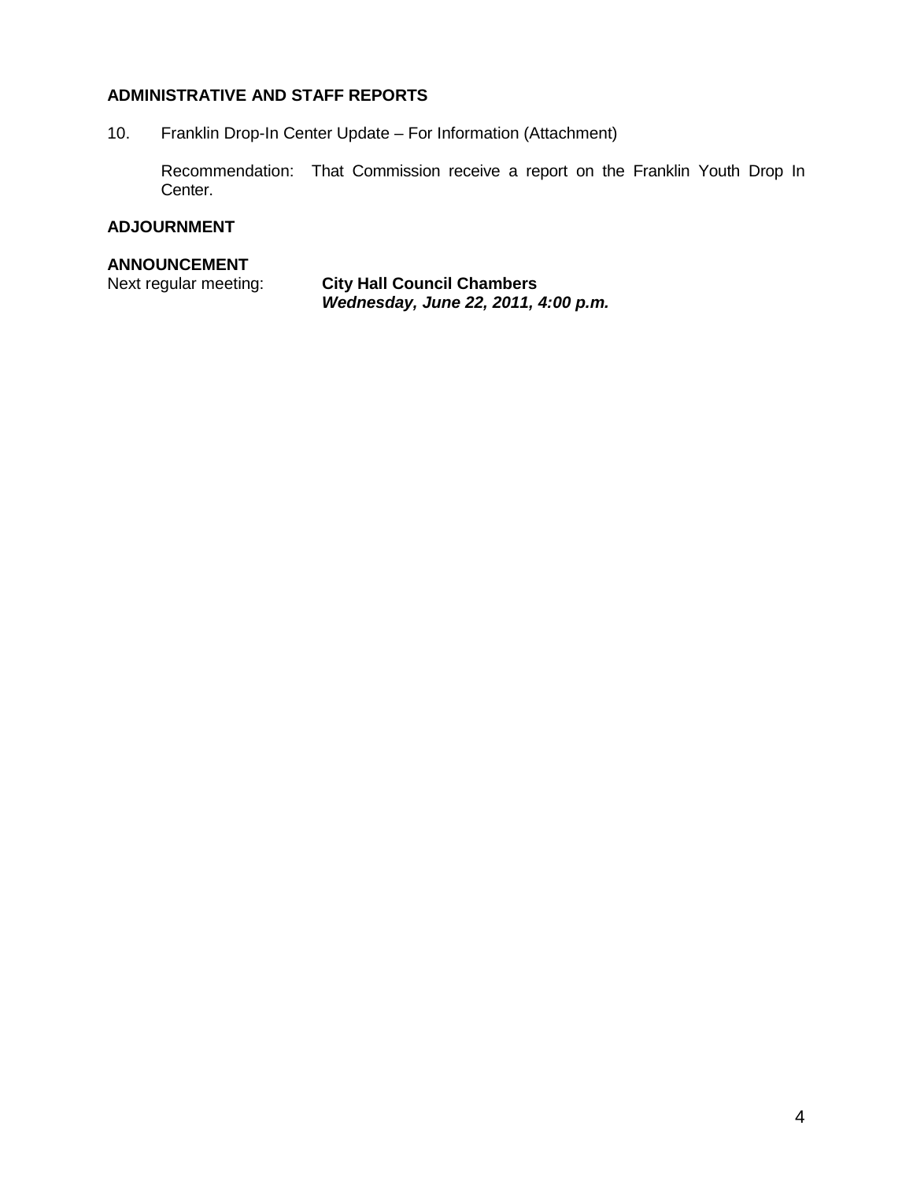**ADMINISTRATIVE AND STAFF REPORTS**

10. Franklin Drop-In Center Update – For Information (Attachment)

    Recommendation: That Commission receive a report on the Franklin Youth Drop In Center.

**ADJOURNMENT**

**ANNOUNCEMENT**

Next regular meeting: **City Hall Council Chambers**
***Wednesday, June 22, 2011, 4:00 p.m.***